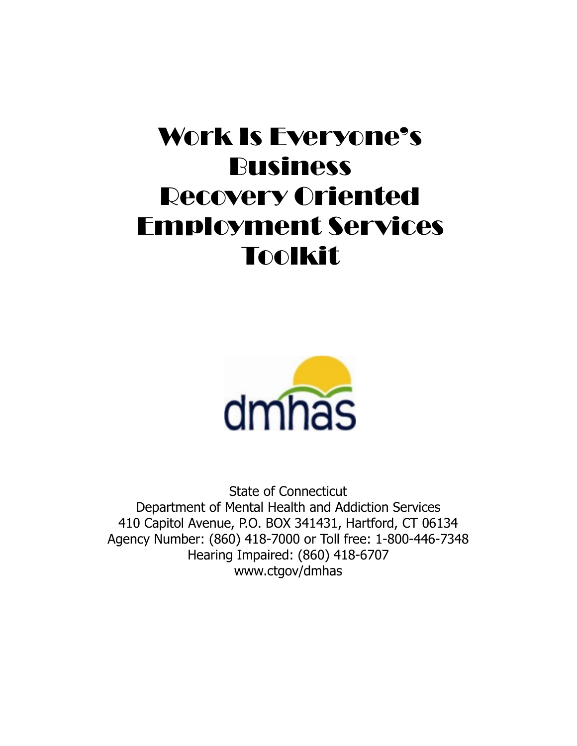# Work Is Everyone's Business Recovery Oriented Employment Services Toolkit

dmhas

State of Connecticut
Department of Mental Health and Addiction Services
410 Capitol Avenue, P.O. BOX 341431, Hartford, CT 06134
Agency Number: (860) 418-7000 or Toll free: 1-800-446-7348
Hearing Impaired: (860) 418-6707
www.ctgov/dmhas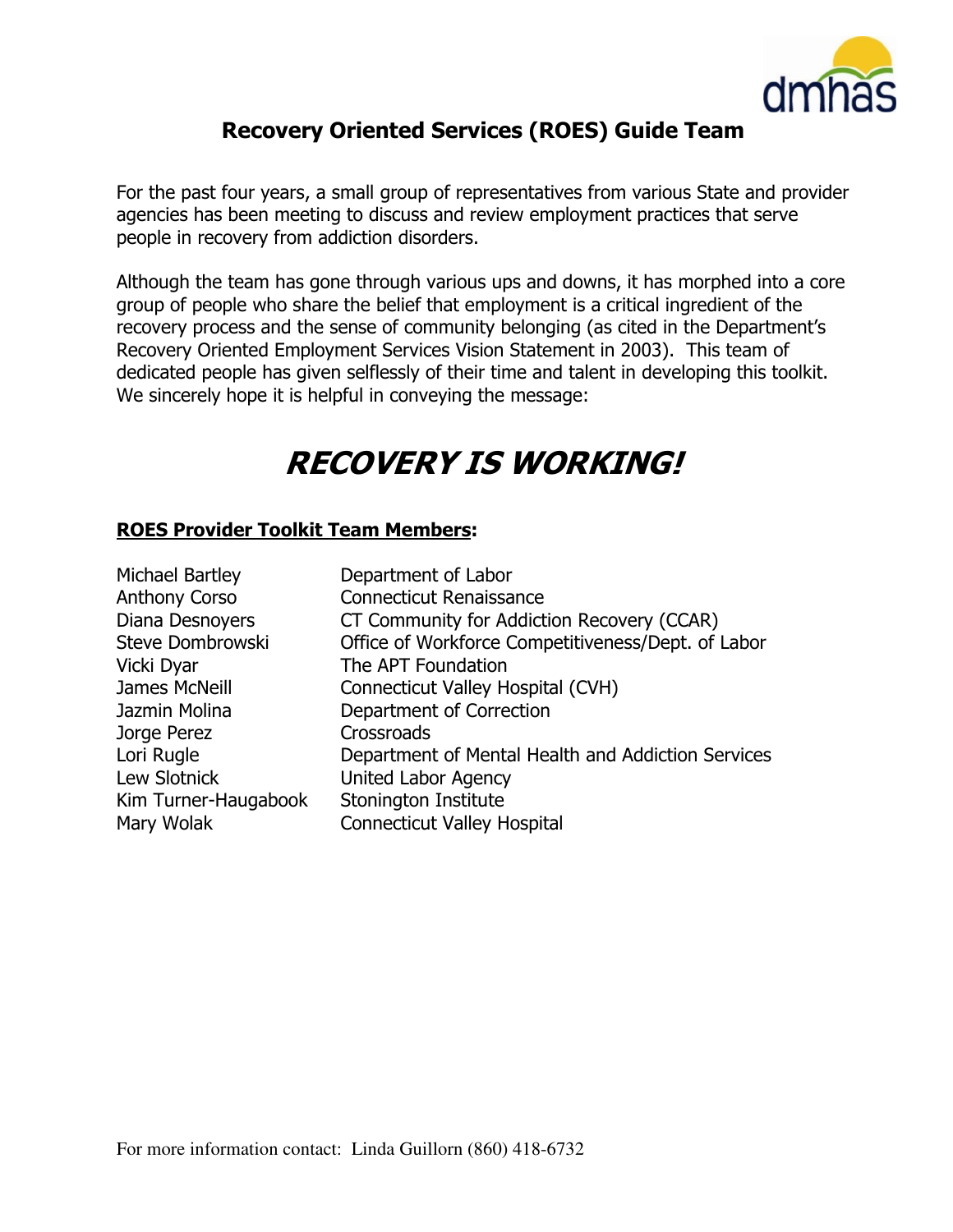# Recovery Oriented Services (ROES) Guide Team

For the past four years, a small group of representatives from various State and provider agencies has been meeting to discuss and review employment practices that serve people in recovery from addiction disorders.

Although the team has gone through various ups and downs, it has morphed into a core group of people who share the belief that employment is a critical ingredient of the recovery process and the sense of community belonging (as cited in the Department's Recovery Oriented Employment Services Vision Statement in 2003). This team of dedicated people has given selflessly of their time and talent in developing this toolkit. We sincerely hope it is helpful in conveying the message:

## ***RECOVERY IS WORKING!***

**ROES Provider Toolkit Team Members:**

| | |
|---|---|
| Michael Bartley | Department of Labor |
| Anthony Corso | Connecticut Renaissance |
| Diana Desnoyers | CT Community for Addiction Recovery (CCAR) |
| Steve Dombrowski | Office of Workforce Competitiveness/Dept. of Labor |
| Vicki Dyar | The APT Foundation |
| James McNeill | Connecticut Valley Hospital (CVH) |
| Jazmin Molina | Department of Correction |
| Jorge Perez | Crossroads |
| Lori Rugle | Department of Mental Health and Addiction Services |
| Lew Slotnick | United Labor Agency |
| Kim Turner-Haugabook | Stonington Institute |
| Mary Wolak | Connecticut Valley Hospital |

For more information contact: Linda Guillorn (860) 418-6732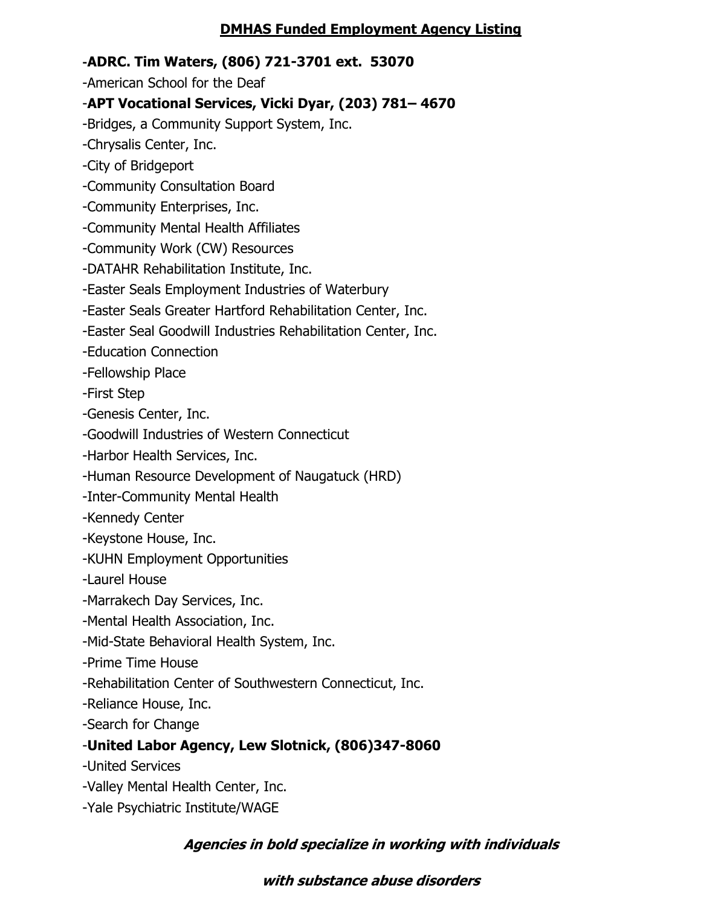## DMHAS Funded Employment Agency Listing

-**ADRC. Tim Waters, (806) 721-3701 ext. 53070**

-American School for the Deaf

-**APT Vocational Services, Vicki Dyar, (203) 781– 4670**

-Bridges, a Community Support System, Inc.

-Chrysalis Center, Inc.

-City of Bridgeport

-Community Consultation Board

-Community Enterprises, Inc.

-Community Mental Health Affiliates

-Community Work (CW) Resources

-DATAHR Rehabilitation Institute, Inc.

-Easter Seals Employment Industries of Waterbury

-Easter Seals Greater Hartford Rehabilitation Center, Inc.

-Easter Seal Goodwill Industries Rehabilitation Center, Inc.

-Education Connection

-Fellowship Place

-First Step

-Genesis Center, Inc.

-Goodwill Industries of Western Connecticut

-Harbor Health Services, Inc.

-Human Resource Development of Naugatuck (HRD)

-Inter-Community Mental Health

-Kennedy Center

-Keystone House, Inc.

-KUHN Employment Opportunities

-Laurel House

-Marrakech Day Services, Inc.

-Mental Health Association, Inc.

-Mid-State Behavioral Health System, Inc.

-Prime Time House

-Rehabilitation Center of Southwestern Connecticut, Inc.

-Reliance House, Inc.

-Search for Change

-**United Labor Agency, Lew Slotnick, (806)347-8060**

-United Services

-Valley Mental Health Center, Inc.

-Yale Psychiatric Institute/WAGE

***Agencies in bold specialize in working with individuals with substance abuse disorders***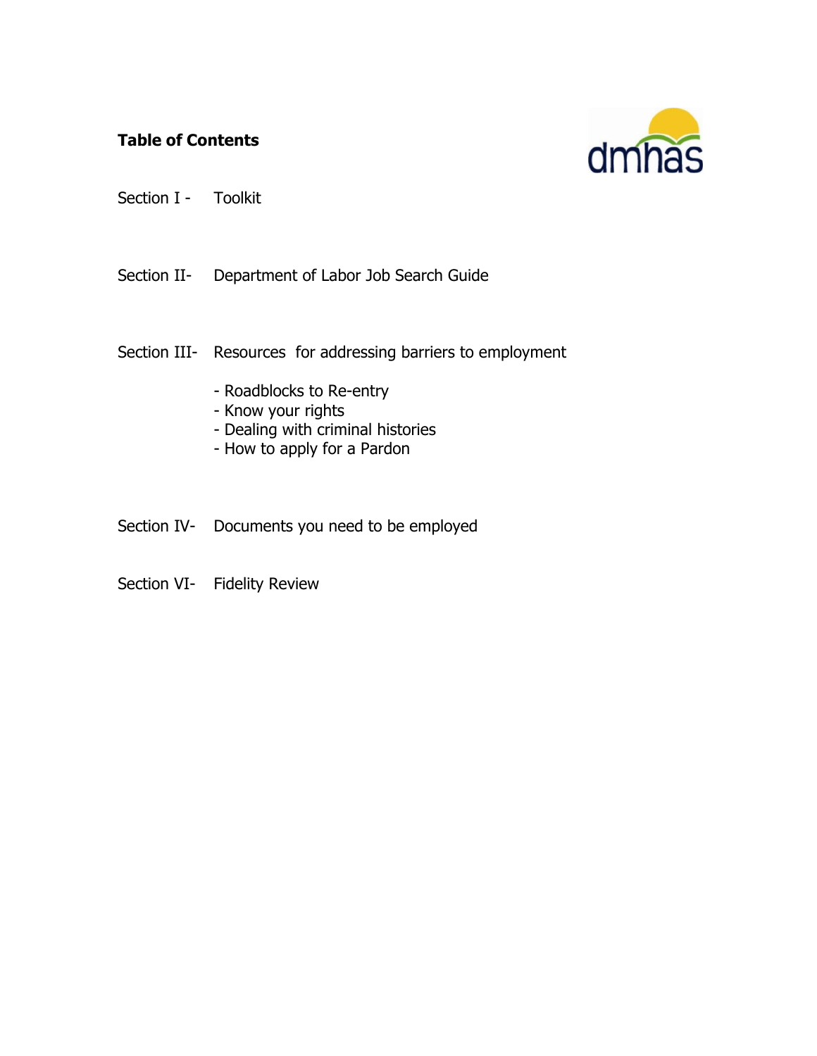**Table of Contents**

Section I - Toolkit

Section II- Department of Labor Job Search Guide

Section III- Resources for addressing barriers to employment

- Roadblocks to Re-entry
- Know your rights
- Dealing with criminal histories
- How to apply for a Pardon

Section IV- Documents you need to be employed

Section VI- Fidelity Review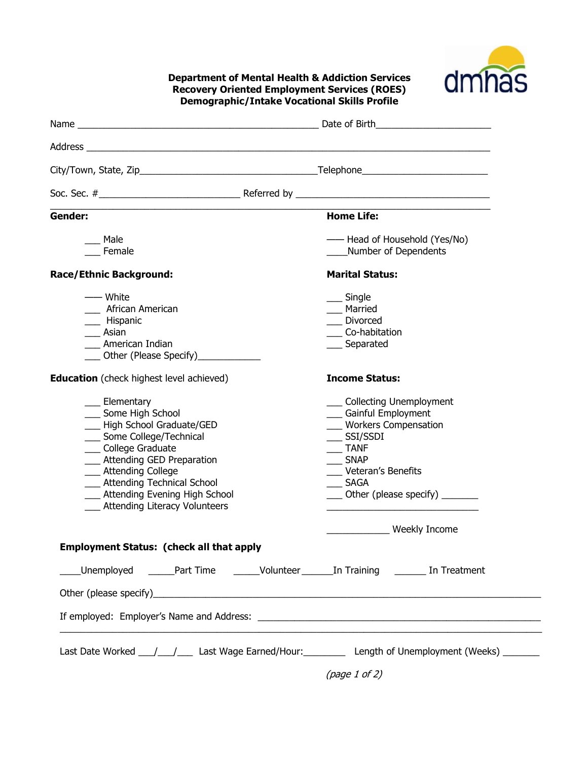**Department of Mental Health & Addiction Services**
**Recovery Oriented Employment Services (ROES)**
**Demographic/Intake Vocational Skills Profile**

Name _______________________________________________ Date of Birth______________________

Address ________________________________________________________________________________

City/Town, State, Zip___________________________________Telephone________________________

Soc. Sec. #__________________________ Referred by _____________________________________

---

**Gender:**

___ Male
___ Female

**Home Life:**

___ Head of Household (Yes/No)
____Number of Dependents

**Race/Ethnic Background:**

___ White
___ African American
___ Hispanic
___ Asian
___ American Indian
___ Other (Please Specify)____________

**Marital Status:**

___ Single
___ Married
___ Divorced
___ Co-habitation
___ Separated

**Education** (check highest level achieved)

___ Elementary
___ Some High School
___ High School Graduate/GED
___ Some College/Technical
___ College Graduate
___ Attending GED Preparation
___ Attending College
___ Attending Technical School
___ Attending Evening High School
___ Attending Literacy Volunteers

**Income Status:**

___ Collecting Unemployment
___ Gainful Employment
___ Workers Compensation
___ SSI/SSDI
___ TANF
___ SNAP
___ Veteran's Benefits
___ SAGA
___ Other (please specify) _______
______________________________

____________ Weekly Income

**Employment Status: (check all that apply**

____Unemployed _____Part Time _____Volunteer ______In Training ______ In Treatment

Other (please specify)___________________________________________________________________________

If employed: Employer's Name and Address: ______________________________________________________
_______________________________________________________________________________________________

Last Date Worked ___/___/___ Last Wage Earned/Hour:________ Length of Unemployment (Weeks) _______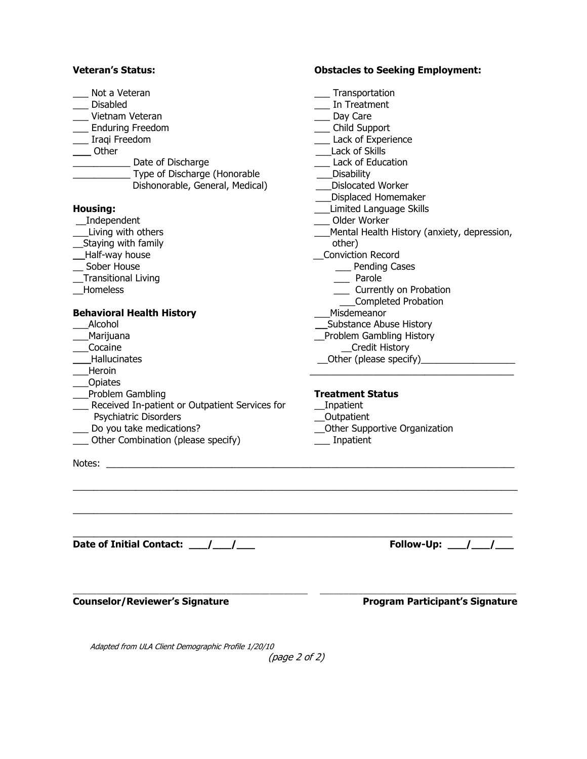**Veteran's Status:**

___ Not a Veteran
___ Disabled
___ Vietnam Veteran
___ Enduring Freedom
___ Iraqi Freedom
___ Other
___________ Date of Discharge
___________ Type of Discharge (Honorable Dishonorable, General, Medical)

**Housing:**

__Independent
___Living with others
__Staying with family
__Half-way house
__ Sober House
__Transitional Living
__Homeless

**Behavioral Health History**

___Alcohol
___Marijuana
___Cocaine
___Hallucinates
___Heroin
___Opiates
___Problem Gambling
___ Received In-patient or Outpatient Services for Psychiatric Disorders
___ Do you take medications?
___ Other Combination (please specify)

**Obstacles to Seeking Employment:**

___ Transportation
___ In Treatment
___ Day Care
___ Child Support
___ Lack of Experience
___Lack of Skills
___ Lack of Education
___Disability
___Dislocated Worker
___Displaced Homemaker
___Limited Language Skills
___ Older Worker
___Mental Health History (anxiety, depression, other)
__Conviction Record
  ___ Pending Cases
  ___ Parole
  ___ Currently on Probation
  ___Completed Probation
___Misdemeanor
__Substance Abuse History
__Problem Gambling History
  __Credit History
__Other (please specify)__________________
________________________________________

**Treatment Status**

__Inpatient
__Outpatient
__Other Supportive Organization
___ Inpatient

Notes: ______________________________________________________________________________

_____________________________________________________________________________________

_____________________________________________________________________________________

_____________________________________________________________________________________

**Date of Initial Contact: ___/___/___** **Follow-Up: ___/___/___**

_____________________________________ _____________________________________

**Counselor/Reviewer's Signature** **Program Participant's Signature**

*Adapted from ULA Client Demographic Profile 1/20/10*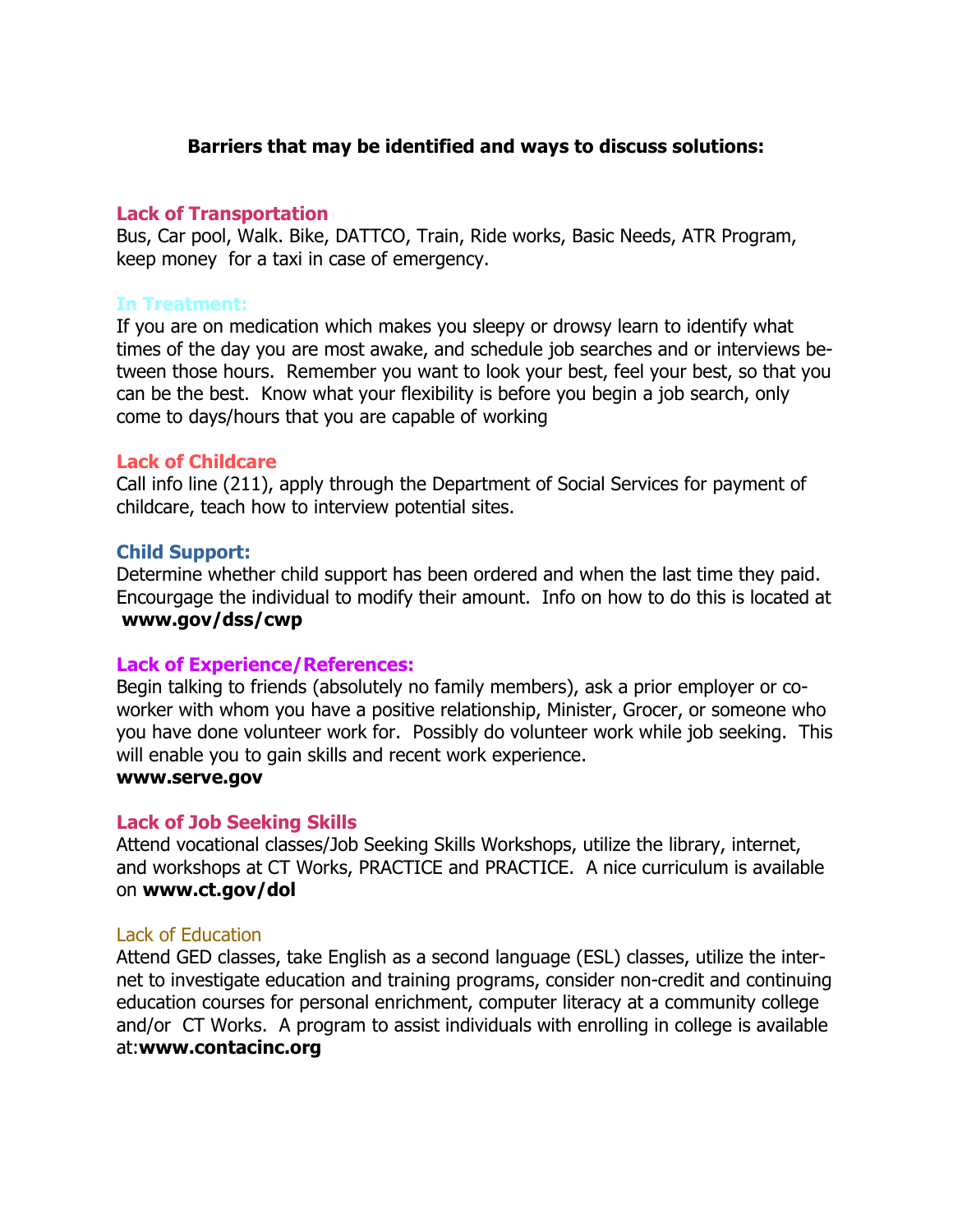**Barriers that may be identified and ways to discuss solutions:**

**Lack of Transportation**

Bus, Car pool, Walk. Bike, DATTCO, Train, Ride works, Basic Needs, ATR Program, keep money for a taxi in case of emergency.

**In Treatment:**

If you are on medication which makes you sleepy or drowsy learn to identify what times of the day you are most awake, and schedule job searches and or interviews between those hours. Remember you want to look your best, feel your best, so that you can be the best. Know what your flexibility is before you begin a job search, only come to days/hours that you are capable of working

**Lack of Childcare**

Call info line (211), apply through the Department of Social Services for payment of childcare, teach how to interview potential sites.

**Child Support:**

Determine whether child support has been ordered and when the last time they paid. Encorgage the individual to modify their amount. Info on how to do this is located at **www.gov/dss/cwp**

**Lack of Experience/References:**

Begin talking to friends (absolutely no family members), ask a prior employer or co-worker with whom you have a positive relationship, Minister, Grocer, or someone who you have done volunteer work for. Possibly do volunteer work while job seeking. This will enable you to gain skills and recent work experience.

**www.serve.gov**

**Lack of Job Seeking Skills**

Attend vocational classes/Job Seeking Skills Workshops, utilize the library, internet, and workshops at CT Works, PRACTICE and PRACTICE. A nice curriculum is available on **www.ct.gov/dol**

Lack of Education

Attend GED classes, take English as a second language (ESL) classes, utilize the internet to investigate education and training programs, consider non-credit and continuing education courses for personal enrichment, computer literacy at a community college and/or CT Works. A program to assist individuals with enrolling in college is available at:**www.contacinc.org**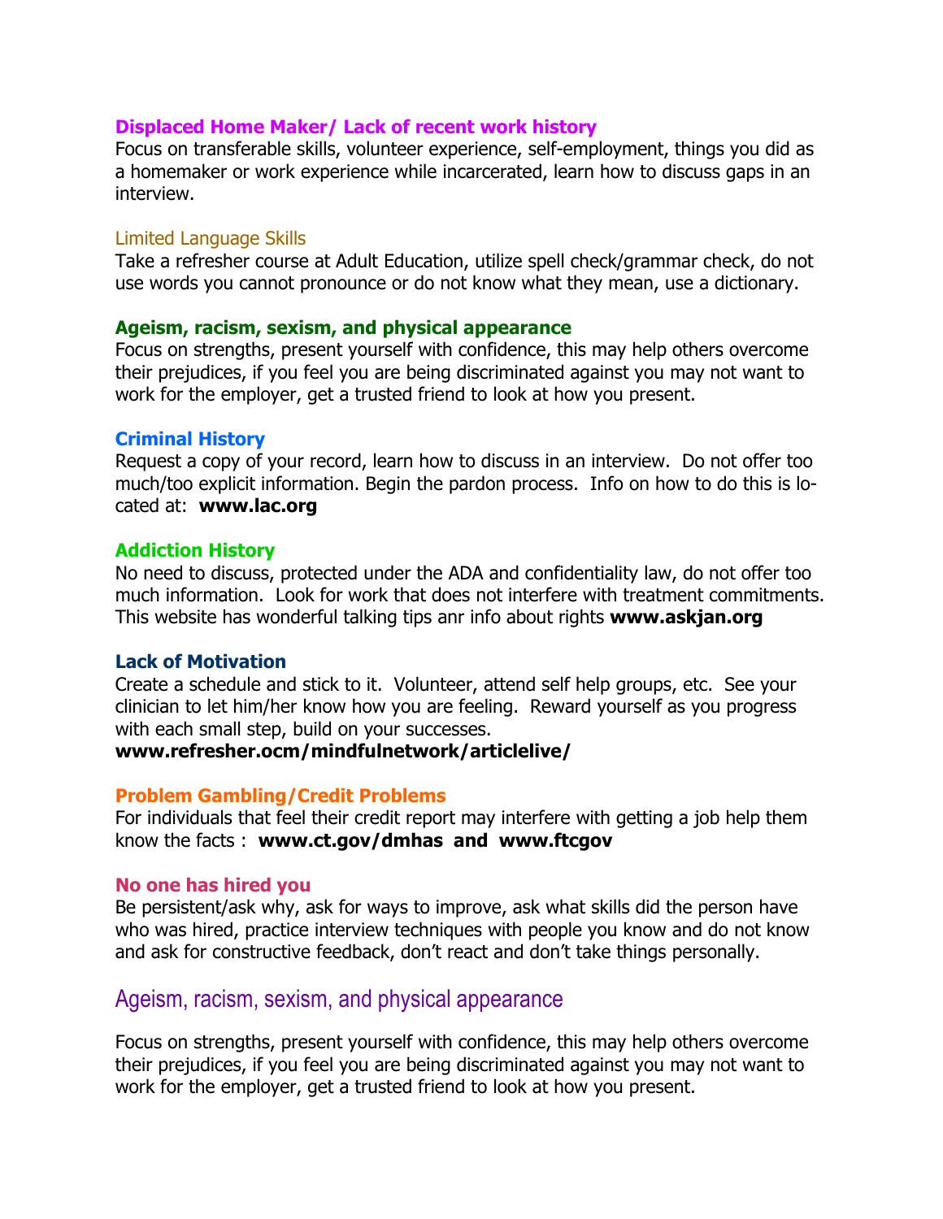### Displaced Home Maker/ Lack of recent work history

Focus on transferable skills, volunteer experience, self-employment, things you did as a homemaker or work experience while incarcerated, learn how to discuss gaps in an interview.

### Limited Language Skills

Take a refresher course at Adult Education, utilize spell check/grammar check, do not use words you cannot pronounce or do not know what they mean, use a dictionary.

### Ageism, racism, sexism, and physical appearance

Focus on strengths, present yourself with confidence, this may help others overcome their prejudices, if you feel you are being discriminated against you may not want to work for the employer, get a trusted friend to look at how you present.

### Criminal History

Request a copy of your record, learn how to discuss in an interview. Do not offer too much/too explicit information. Begin the pardon process. Info on how to do this is located at: **www.lac.org**

### Addiction History

No need to discuss, protected under the ADA and confidentiality law, do not offer too much information. Look for work that does not interfere with treatment commitments. This website has wonderful talking tips anr info about rights **www.askjan.org**

### Lack of Motivation

Create a schedule and stick to it. Volunteer, attend self help groups, etc. See your clinician to let him/her know how you are feeling. Reward yourself as you progress with each small step, build on your successes.

**www.refresher.ocm/mindfulnetwork/articlelive/**

### Problem Gambling/Credit Problems

For individuals that feel their credit report may interfere with getting a job help them know the facts : **www.ct.gov/dmhas and www.ftcgov**

### No one has hired you

Be persistent/ask why, ask for ways to improve, ask what skills did the person have who was hired, practice interview techniques with people you know and do not know and ask for constructive feedback, don't react and don't take things personally.

## Ageism, racism, sexism, and physical appearance

Focus on strengths, present yourself with confidence, this may help others overcome their prejudices, if you feel you are being discriminated against you may not want to work for the employer, get a trusted friend to look at how you present.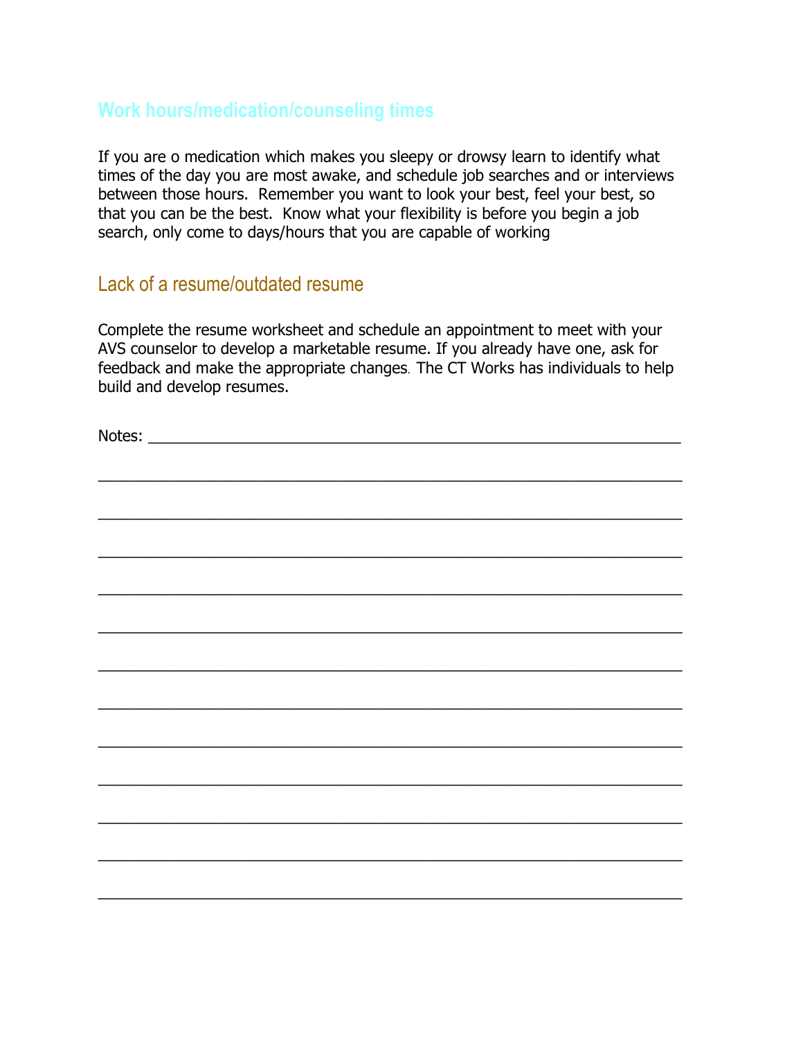## Work hours/medication/counseling times

If you are o medication which makes you sleepy or drowsy learn to identify what times of the day you are most awake, and schedule job searches and or interviews between those hours. Remember you want to look your best, feel your best, so that you can be the best. Know what your flexibility is before you begin a job search, only come to days/hours that you are capable of working

## Lack of a resume/outdated resume

Complete the resume worksheet and schedule an appointment to meet with your AVS counselor to develop a marketable resume. If you already have one, ask for feedback and make the appropriate changes. The CT Works has individuals to help build and develop resumes.

Notes: ____________________________________________________________

______________________________________________________________________

______________________________________________________________________

______________________________________________________________________

______________________________________________________________________

______________________________________________________________________

______________________________________________________________________

______________________________________________________________________

______________________________________________________________________

______________________________________________________________________

______________________________________________________________________

______________________________________________________________________

______________________________________________________________________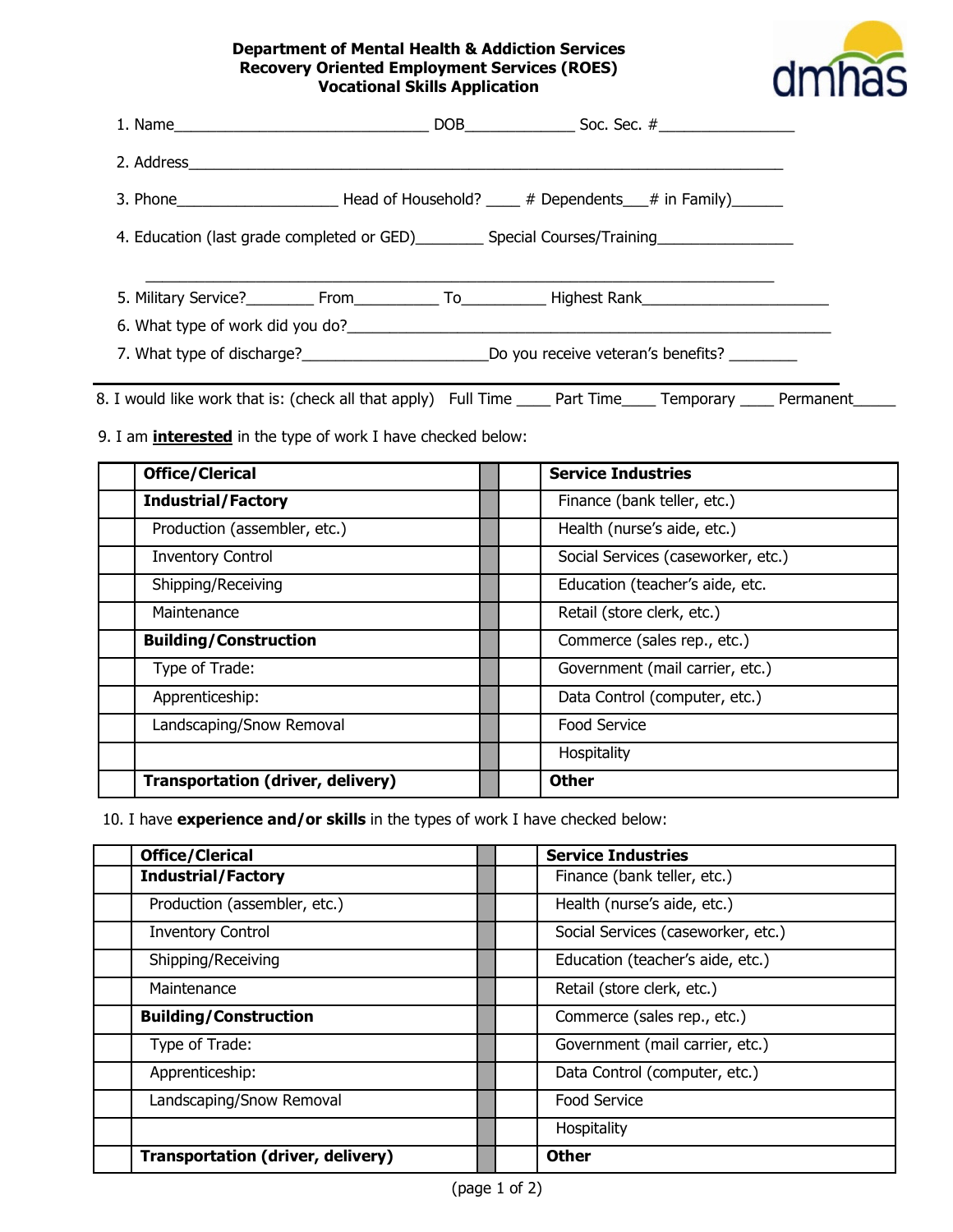**Department of Mental Health & Addiction Services**
**Recovery Oriented Employment Services (ROES)**
**Vocational Skills Application**

dmhas

1. Name_____________________________ DOB____________ Soc. Sec. #_______________

2. Address__________________________________________________________________

3. Phone__________________ Head of Household? ____ # Dependents___# in Family)______

4. Education (last grade completed or GED)________ Special Courses/Training________________

   ________________________________________________________________________

5. Military Service?________ From__________ To__________ Highest Rank_____________________

6. What type of work did you do?_______________________________________________________

7. What type of discharge?_____________________Do you receive veteran's benefits? ________

8. I would like work that is: (check all that apply) Full Time ____ Part Time____ Temporary ____ Permanent_____

9. I am **interested** in the type of work I have checked below:

| | **Office/Clerical** | | | **Service Industries** |
|---|---|---|---|---|
| | **Industrial/Factory** | | | Finance (bank teller, etc.) |
| | Production (assembler, etc.) | | | Health (nurse's aide, etc.) |
| | Inventory Control | | | Social Services (caseworker, etc.) |
| | Shipping/Receiving | | | Education (teacher's aide, etc. |
| | Maintenance | | | Retail (store clerk, etc.) |
| | **Building/Construction** | | | Commerce (sales rep., etc.) |
| | Type of Trade: | | | Government (mail carrier, etc.) |
| | Apprenticeship: | | | Data Control (computer, etc.) |
| | Landscaping/Snow Removal | | | Food Service |
| | | | | Hospitality |
| | **Transportation (driver, delivery)** | | | **Other** |

10. I have **experience and/or skills** in the types of work I have checked below:

| | **Office/Clerical** | | | **Service Industries** |
|---|---|---|---|---|
| | **Industrial/Factory** | | | Finance (bank teller, etc.) |
| | Production (assembler, etc.) | | | Health (nurse's aide, etc.) |
| | Inventory Control | | | Social Services (caseworker, etc.) |
| | Shipping/Receiving | | | Education (teacher's aide, etc.) |
| | Maintenance | | | Retail (store clerk, etc.) |
| | **Building/Construction** | | | Commerce (sales rep., etc.) |
| | Type of Trade: | | | Government (mail carrier, etc.) |
| | Apprenticeship: | | | Data Control (computer, etc.) |
| | Landscaping/Snow Removal | | | Food Service |
| | | | | Hospitality |
| | **Transportation (driver, delivery)** | | | **Other** |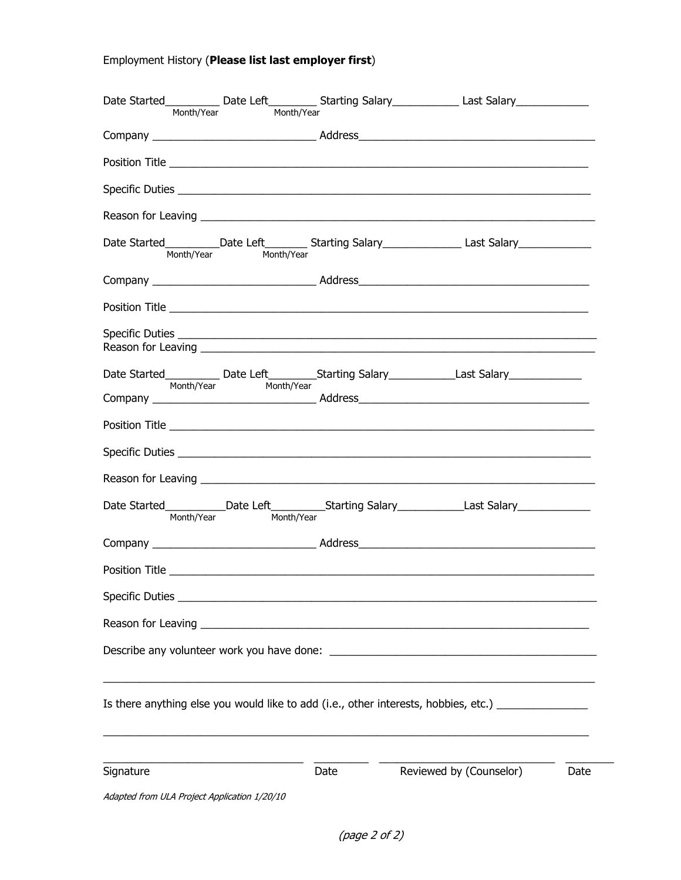Employment History (**Please list last employer first**)

Date Started_________ Date Left________ Starting Salary___________ Last Salary____________
Month/Year Month/Year

Company ___________________________ Address_______________________________________

Position Title ______________________________________________________________________

Specific Duties _____________________________________________________________________

Reason for Leaving __________________________________________________________________

Date Started_________Date Left_______ Starting Salary_____________ Last Salary____________
Month/Year Month/Year

Company ___________________________ Address______________________________________

Position Title ______________________________________________________________________

Specific Duties ______________________________________________________________________
Reason for Leaving __________________________________________________________________

Date Started_________ Date Left________Starting Salary___________Last Salary____________
Month/Year Month/Year
Company ___________________________ Address______________________________________

Position Title _______________________________________________________________________

Specific Duties _____________________________________________________________________

Reason for Leaving __________________________________________________________________

Date Started__________Date Left_________Starting Salary___________Last Salary____________
Month/Year Month/Year

Company ___________________________ Address_______________________________________

Position Title _______________________________________________________________________

Specific Duties ______________________________________________________________________

Reason for Leaving _________________________________________________________________

Describe any volunteer work you have done: ____________________________________________

_____________________________________________________________________________

Is there anything else you would like to add (i.e., other interests, hobbies, etc.) _______________

_____________________________________________________________________________

_________________________________ _________ _____________________________ ________
Signature Date Reviewed by (Counselor) Date

*Adapted from ULA Project Application 1/20/10*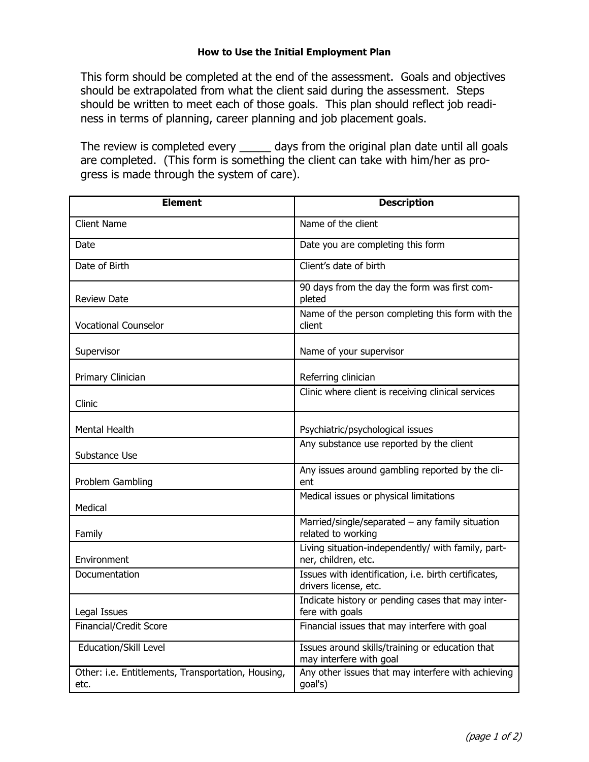### How to Use the Initial Employment Plan

This form should be completed at the end of the assessment. Goals and objectives should be extrapolated from what the client said during the assessment. Steps should be written to meet each of those goals. This plan should reflect job readiness in terms of planning, career planning and job placement goals.

The review is completed every _____ days from the original plan date until all goals are completed. (This form is something the client can take with him/her as progress is made through the system of care).

| Element | Description |
|---|---|
| Client Name | Name of the client |
| Date | Date you are completing this form |
| Date of Birth | Client's date of birth |
| Review Date | 90 days from the day the form was first completed |
| Vocational Counselor | Name of the person completing this form with the client |
| Supervisor | Name of your supervisor |
| Primary Clinician | Referring clinician |
| Clinic | Clinic where client is receiving clinical services |
| Mental Health | Psychiatric/psychological issues |
| Substance Use | Any substance use reported by the client |
| Problem Gambling | Any issues around gambling reported by the client |
| Medical | Medical issues or physical limitations |
| Family | Married/single/separated – any family situation related to working |
| Environment | Living situation-independently/ with family, partner, children, etc. |
| Documentation | Issues with identification, i.e. birth certificates, drivers license, etc. |
| Legal Issues | Indicate history or pending cases that may interfere with goals |
| Financial/Credit Score | Financial issues that may interfere with goal |
| Education/Skill Level | Issues around skills/training or education that may interfere with goal |
| Other: i.e. Entitlements, Transportation, Housing, etc. | Any other issues that may interfere with achieving goal's) |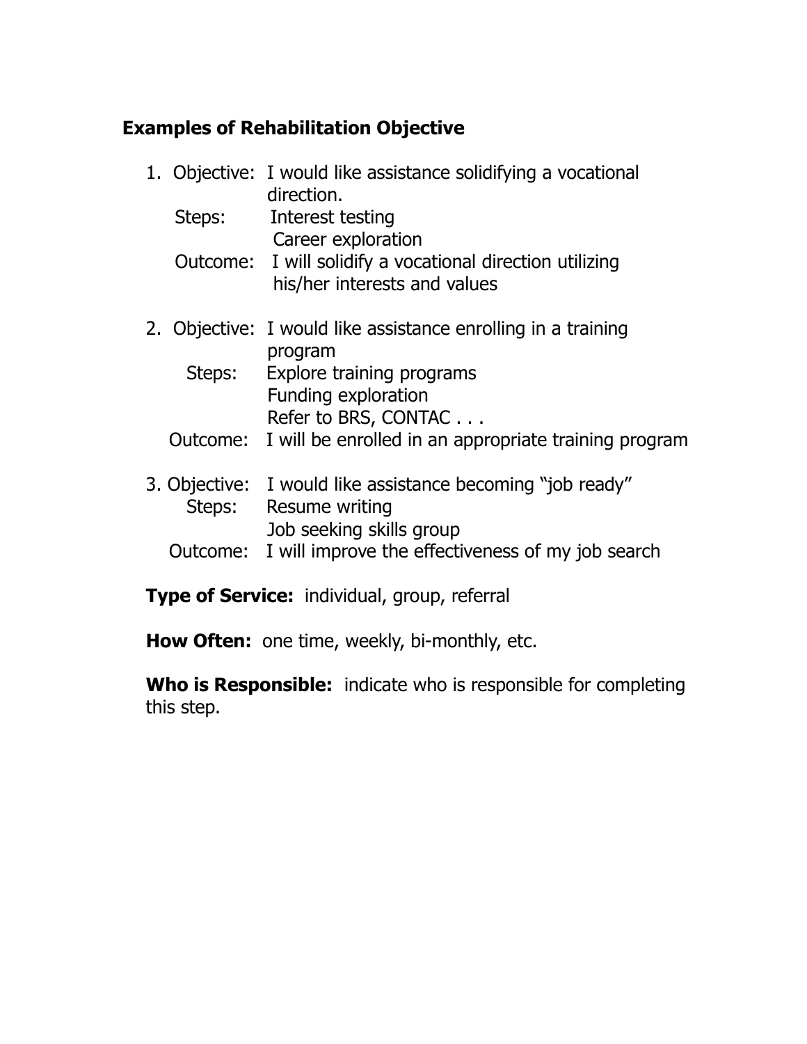## Examples of Rehabilitation Objective

1. Objective: I would like assistance solidifying a vocational direction.
   Steps: Interest testing
   Career exploration
   Outcome: I will solidify a vocational direction utilizing his/her interests and values

2. Objective: I would like assistance enrolling in a training program
   Steps: Explore training programs
   Funding exploration
   Refer to BRS, CONTAC . . .
   Outcome: I will be enrolled in an appropriate training program

3. Objective: I would like assistance becoming "job ready"
   Steps: Resume writing
   Job seeking skills group
   Outcome: I will improve the effectiveness of my job search

**Type of Service:** individual, group, referral

**How Often:** one time, weekly, bi-monthly, etc.

**Who is Responsible:** indicate who is responsible for completing this step.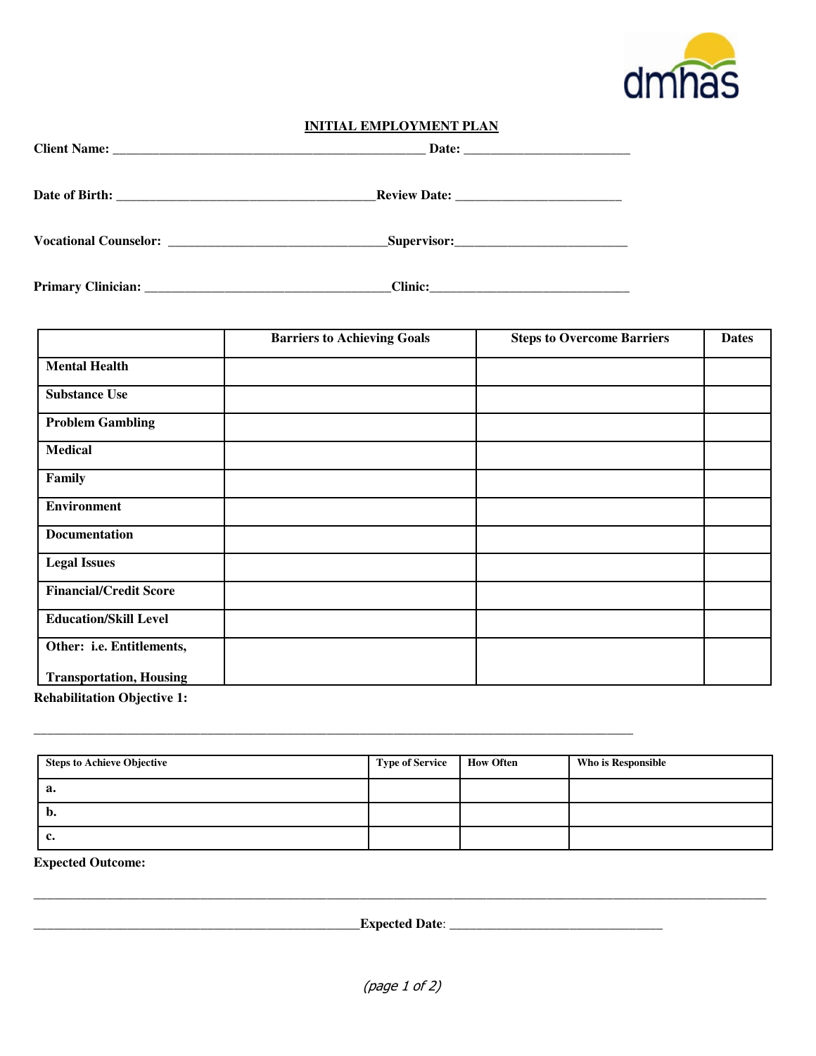## INITIAL EMPLOYMENT PLAN

**Client Name:** ______________________________________________ **Date:** _________________________

**Date of Birth:** ______________________________________**Review Date:** _________________________

**Vocational Counselor:** ________________________________**Supervisor:**__________________________

**Primary Clinician:** ____________________________________**Clinic:**______________________________

| | Barriers to Achieving Goals | Steps to Overcome Barriers | Dates |
|---|---|---|---|
| **Mental Health** | | | |
| **Substance Use** | | | |
| **Problem Gambling** | | | |
| **Medical** | | | |
| **Family** | | | |
| **Environment** | | | |
| **Documentation** | | | |
| **Legal Issues** | | | |
| **Financial/Credit Score** | | | |
| **Education/Skill Level** | | | |
| **Other: i.e. Entitlements, Transportation, Housing** | | | |

**Rehabilitation Objective 1:**

_________________________________________________________________________________________

| Steps to Achieve Objective | Type of Service | How Often | Who is Responsible |
|---|---|---|---|
| a. | | | |
| b. | | | |
| c. | | | |

**Expected Outcome:**

_____________________________________________________________________________________________________________

__________________________________________________**Expected Date**: _________________________________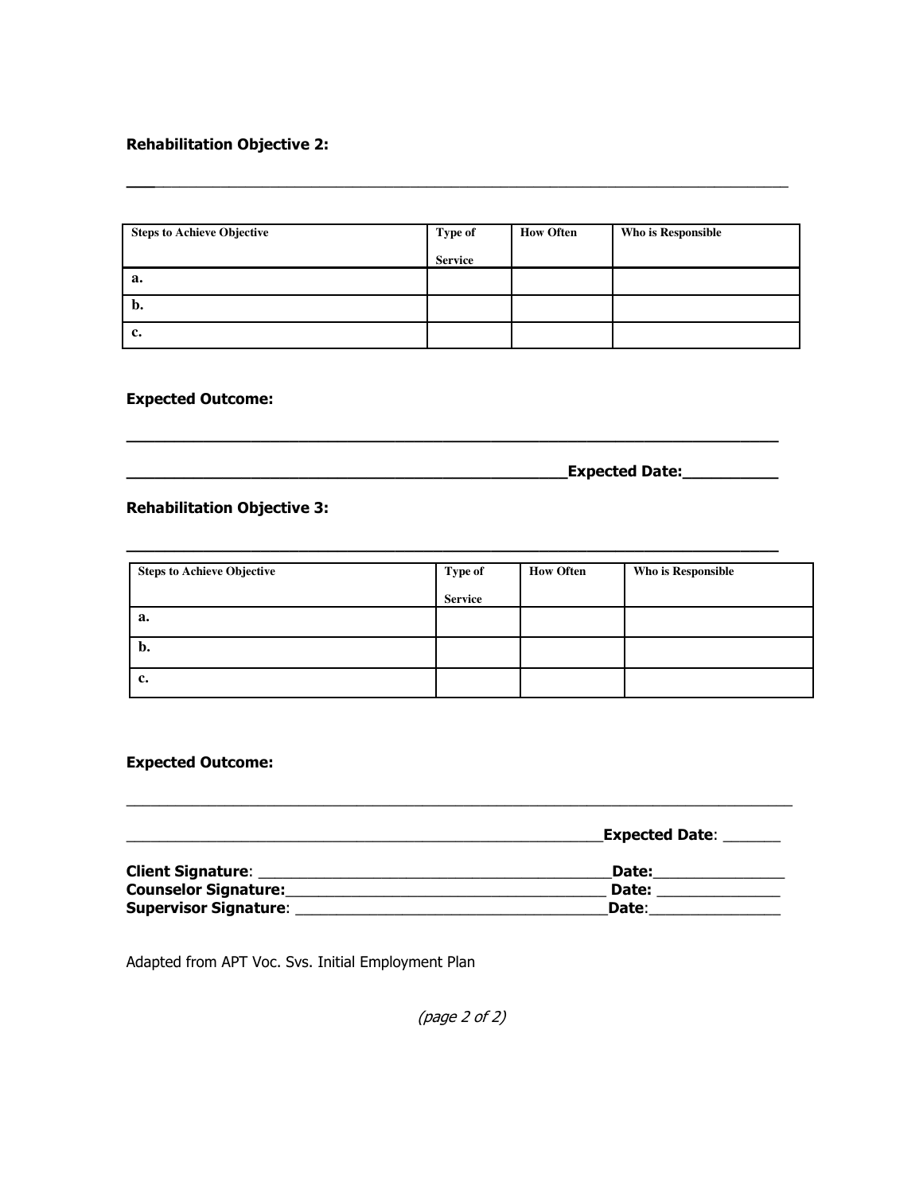**Rehabilitation Objective 2:**

___________________________________________________________________________

| Steps to Achieve Objective | Type of Service | How Often | Who is Responsible |
|---|---|---|---|
| a. | | | |
| b. | | | |
| c. | | | |

**Expected Outcome:**

___________________________________________________________________________

**_________________________________________________Expected Date:__________**

**Rehabilitation Objective 3:**

___________________________________________________________________________

| Steps to Achieve Objective | Type of Service | How Often | Who is Responsible |
|---|---|---|---|
| a. | | | |
| b. | | | |
| c. | | | |

**Expected Outcome:**

___________________________________________________________________________

_____________________________________________________**Expected Date**: _______

**Client Signature**: ______________________________________**Date:**_______________
**Counselor Signature:**__________________________________ **Date:** ______________
**Supervisor Signature**: _________________________________**Date**:_______________

Adapted from APT Voc. Svs. Initial Employment Plan